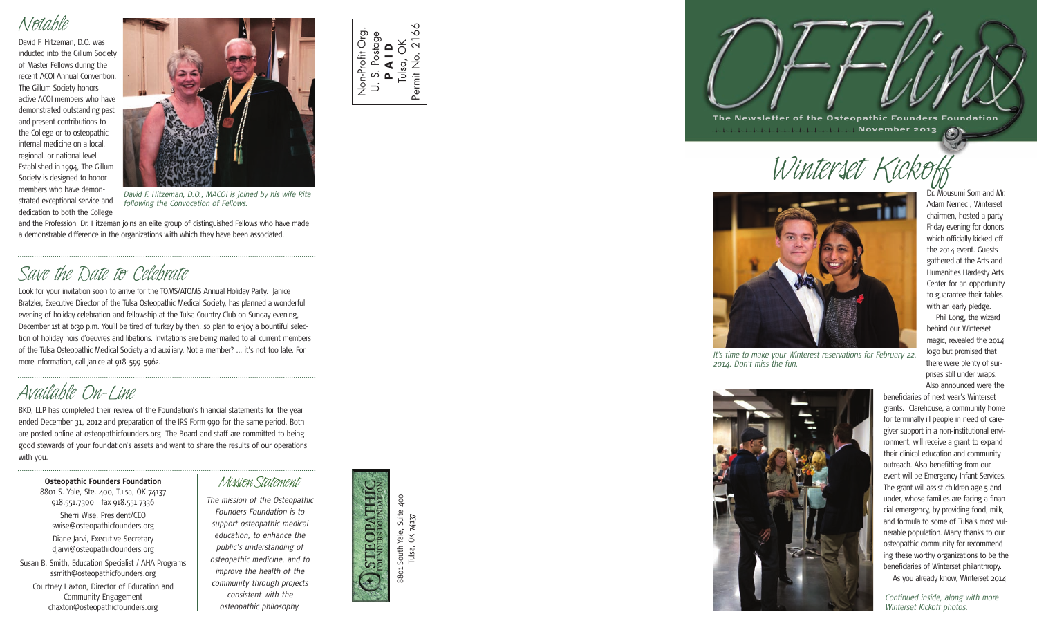# OFFline

**The Newsletter of the Osteopathic Founders Foundation**

**November 2013**

## Winterset Kickoff

*It's time to make your Winterest reservations for February 22, 2014. Don't miss the fun.*

Dr. Mousumi Som and Mr. Adam Nemec , Winterset chairmen, hosted a party Friday evening for donors which officially kicked-off the 2014 event. Guests gathered at the Arts and Humanities Hardesty Arts Center for an opportunity to guarantee their tables with an early pledge.

Phil Long, the wizard behind our Winterset magic, revealed the 2014 logo but promised that there were plenty of surprises still under wraps. Also announced were the beneficiaries of next year's Winterset grants. Clarehouse, a community home for terminally ill people in need of caregiver support in a non-institutional environment, will receive a grant to expand their clinical education and community outreach. Also benefitting from our event will be Emergency Infant Services. The grant will assist children age 5 and under, whose families are facing a financial emergency, by providing food, milk, and formula to some of Tulsa's most vulnerable population. Many thanks to our osteopathic community for recommending these worthy organizations to be the beneficiaries of Winterset philanthropy.

As you already know, Winterset 2014

*Continued inside, along with more Winterset Kickoff photos.*

## Notable

David F. Hitzeman, D.O. was inducted into the Gillum Society of Master Fellows during the recent ACOI Annual Convention. The Gillum Society honors active ACOI members who have demonstrated outstanding past and present contributions to the College or to osteopathic internal medicine on a local, regional, or national level. Established in 1994, The Gillum Society is designed to honor members who have demonstrated exceptional service and dedication to both the College and the Profession. Dr. Hitzeman joins an elite group of distinguished Fellows who have made a demonstrable difference in the organizations with which they have been associated.

*David F. Hitzeman, D.O., MACOI is joined by his wife Rita following the Convocation of Fellows.*

## Save the Date to Celebrate

Look for your invitation soon to arrive for the TOMS/ATOMS Annual Holiday Party. Janice Bratzler, Executive Director of the Tulsa Osteopathic Medical Society, has planned a wonderful evening of holiday celebration and fellowship at the Tulsa Country Club on Sunday evening, December 1st at 6:30 p.m. You'll be tired of turkey by then, so plan to enjoy a bountiful selection of holiday hors d'oeuvres and libations. Invitations are being mailed to all current members of the Tulsa Osteopathic Medical Society and auxiliary. Not a member? ... it's not too late. For more information, call Janice at 918-599-5962.

## Available On-Line

BKD, LLP has completed their review of the Foundation's financial statements for the year ended December 31, 2012 and preparation of the IRS Form 990 for the same period. Both are posted online at osteopathicfounders.org. The Board and staff are committed to being good stewards of your foundation's assets and want to share the results of our operations with you.

**Osteopathic Founders Foundation**
8801 S. Yale, Ste. 400, Tulsa, OK 74137
918.551.7300 fax 918.551.7336

Sherri Wise, President/CEO
swise@osteopathicfounders.org

Diane Jarvi, Executive Secretary
djarvi@osteopathicfounders.org

Susan B. Smith, Education Specialist / AHA Programs
ssmith@osteopathicfounders.org

Courtney Haxton, Director of Education and Community Engagement
chaxton@osteopathicfounders.org

## Mission Statement

*The mission of the Osteopathic Founders Foundation is to support osteopathic medical education, to enhance the public's understanding of osteopathic medicine, and to improve the health of the community through projects consistent with the osteopathic philosophy.*

Osteopathic Founders Foundation
8801 South Yale, Suite 400
Tulsa, OK 74137

Non-Profit Org.
U. S. Postage
**PAID**
Tulsa, OK
Permit No. 2166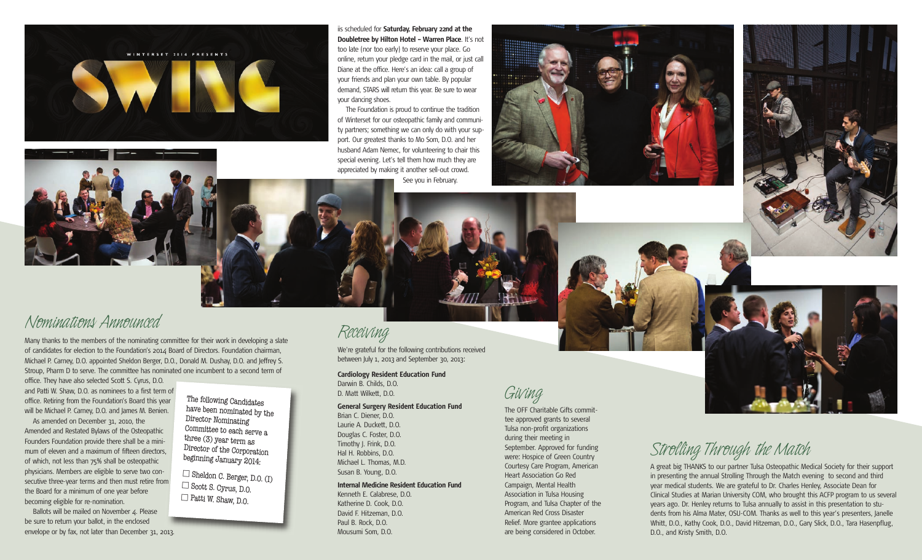WINTERSET 2014 PRESENTS

SWING

iis scheduled for **Saturday, February 22nd at the Doubletree by Hilton Hotel – Warren Place**. It's not too late (nor too early) to reserve your place. Go online, return your pledge card in the mail, or just call Diane at the office. Here's an idea: call a group of your friends and plan your own table. By popular demand, STARS will return this year. Be sure to wear your dancing shoes.

The Foundation is proud to continue the tradition of Winterset for our osteopathic family and community partners; something we can only do with your support. Our greatest thanks to Mo Som, D.O. and her husband Adam Nemec, for volunteering to chair this special evening. Let's tell them how much they are appreciated by making it another sell-out crowd.

See you in February.

## Nominations Announced

Many thanks to the members of the nominating committee for their work in developing a slate of candidates for election to the Foundation's 2014 Board of Directors. Foundation chairman, Michael P. Carney, D.O. appointed Sheldon Berger, D.O., Donald M. Dushay, D.O. and Jeffrey S. Stroup, Pharm D to serve. The committee has nominated one incumbent to a second term of office. They have also selected Scott S. Cyrus, D.O. and Patti W. Shaw, D.O. as nominees to a first term of office. Retiring from the Foundation's Board this year will be Michael P. Carney, D.O. and James M. Benien.

As amended on December 31, 2010, the Amended and Restated Bylaws of the Osteopathic Founders Foundation provide there shall be a minimum of eleven and a maximum of fifteen directors, of which, not less than 75% shall be osteopathic physicians. Members are eligible to serve two consecutive three-year terms and then must retire from the Board for a minimum of one year before becoming eligible for re-nomination.

Ballots will be mailed on November 4. Please be sure to return your ballot, in the enclosed envelope or by fax, not later than December 31, 2013.

The following Candidates have been nominated by the Director Nominating Committee to each serve a three (3) year term as Director of the Corporation beginning January 2014:

- ☐ Sheldon C. Berger, D.O. (I)
- ☐ Scott S. Cyrus, D.O.
- ☐ Patti W. Shaw, D.O.

## Receiving

We're grateful for the following contributions received between July 1, 2013 and September 30, 2013:

**Cardiology Resident Education Fund**
Darwin B. Childs, D.O.
D. Matt Wilkett, D.O.

**General Surgery Resident Education Fund**
Brian C. Diener, D.O.
Laurie A. Duckett, D.O.
Douglas C. Foster, D.O.
Timothy J. Frink, D.O.
Hal H. Robbins, D.O.
Michael L. Thomas, M.D.
Susan B. Young, D.O.

**Internal Medicine Resident Education Fund**
Kenneth E. Calabrese, D.O.
Katherine D. Cook, D.O.
David F. Hitzeman, D.O.
Paul B. Rock, D.O.
Mousumi Som, D.O.

## Giving

The OFF Charitable Gifts committee approved grants to several Tulsa non-profit organizations during their meeting in September. Approved for funding were: Hospice of Green Country Courtesy Care Program, American Heart Association Go Red Campaign, Mental Health Association in Tulsa Housing Program, and Tulsa Chapter of the American Red Cross Disaster Relief. More grantee applications are being considered in October.

## Strolling Through the Match

A great big THANKS to our partner Tulsa Osteopathic Medical Society for their support in presenting the annual Strolling Through the Match evening to second and third year medical students. We are grateful to Dr. Charles Henley, Associate Dean for Clinical Studies at Marian University COM, who brought this ACFP program to us several years ago. Dr. Henley returns to Tulsa annually to assist in this presentation to students from his Alma Mater, OSU-COM. Thanks as well to this year's presenters, Janelle Whitt, D.O., Kathy Cook, D.O., David Hitzeman, D.O., Gary Slick, D.O., Tara Hasenpflug, D.O., and Kristy Smith, D.O.